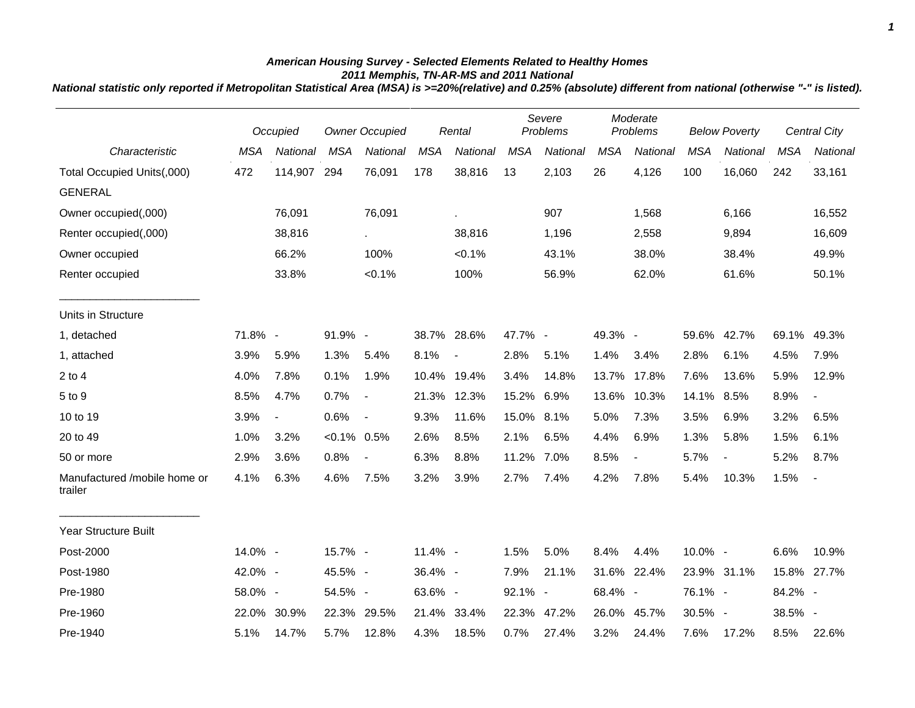***American Housing Survey - Selected Elements Related to Healthy Homes***

***2011 Memphis, TN-AR-MS and 2011 National***

***National statistic only reported if Metropolitan Statistical Area (MSA) is >=20%(relative) and 0.25% (absolute) different from national (otherwise "-" is listed).***

| | *Occupied* | | *Owner Occupied* | | *Rental* | | *Severe Problems* | | *Moderate Problems* | | *Below Poverty* | | *Central City* | |
|---|---|---|---|---|---|---|---|---|---|---|---|---|---|---|
| *Characteristic* | *MSA* | *National* | *MSA* | *National* | *MSA* | *National* | *MSA* | *National* | *MSA* | *National* | *MSA* | *National* | *MSA* | *National* |
| Total Occupied Units(,000) | 472 | 114,907 | 294 | 76,091 | 178 | 38,816 | 13 | 2,103 | 26 | 4,126 | 100 | 16,060 | 242 | 33,161 |
| GENERAL | | | | | | | | | | | | | | |
| Owner occupied(,000) | | 76,091 | | 76,091 | | . | | 907 | | 1,568 | | 6,166 | | 16,552 |
| Renter occupied(,000) | | 38,816 | | . | | 38,816 | | 1,196 | | 2,558 | | 9,894 | | 16,609 |
| Owner occupied | | 66.2% | | 100% | | <0.1% | | 43.1% | | 38.0% | | 38.4% | | 49.9% |
| Renter occupied | | 33.8% | | <0.1% | | 100% | | 56.9% | | 62.0% | | 61.6% | | 50.1% |
| Units in Structure | | | | | | | | | | | | | | |
| 1, detached | 71.8% | - | 91.9% | - | 38.7% | 28.6% | 47.7% | - | 49.3% | - | 59.6% | 42.7% | 69.1% | 49.3% |
| 1, attached | 3.9% | 5.9% | 1.3% | 5.4% | 8.1% | - | 2.8% | 5.1% | 1.4% | 3.4% | 2.8% | 6.1% | 4.5% | 7.9% |
| 2 to 4 | 4.0% | 7.8% | 0.1% | 1.9% | 10.4% | 19.4% | 3.4% | 14.8% | 13.7% | 17.8% | 7.6% | 13.6% | 5.9% | 12.9% |
| 5 to 9 | 8.5% | 4.7% | 0.7% | - | 21.3% | 12.3% | 15.2% | 6.9% | 13.6% | 10.3% | 14.1% | 8.5% | 8.9% | - |
| 10 to 19 | 3.9% | - | 0.6% | - | 9.3% | 11.6% | 15.0% | 8.1% | 5.0% | 7.3% | 3.5% | 6.9% | 3.2% | 6.5% |
| 20 to 49 | 1.0% | 3.2% | <0.1% | 0.5% | 2.6% | 8.5% | 2.1% | 6.5% | 4.4% | 6.9% | 1.3% | 5.8% | 1.5% | 6.1% |
| 50 or more | 2.9% | 3.6% | 0.8% | - | 6.3% | 8.8% | 11.2% | 7.0% | 8.5% | - | 5.7% | - | 5.2% | 8.7% |
| Manufactured /mobile home or trailer | 4.1% | 6.3% | 4.6% | 7.5% | 3.2% | 3.9% | 2.7% | 7.4% | 4.2% | 7.8% | 5.4% | 10.3% | 1.5% | - |
| Year Structure Built | | | | | | | | | | | | | | |
| Post-2000 | 14.0% | - | 15.7% | - | 11.4% | - | 1.5% | 5.0% | 8.4% | 4.4% | 10.0% | - | 6.6% | 10.9% |
| Post-1980 | 42.0% | - | 45.5% | - | 36.4% | - | 7.9% | 21.1% | 31.6% | 22.4% | 23.9% | 31.1% | 15.8% | 27.7% |
| Pre-1980 | 58.0% | - | 54.5% | - | 63.6% | - | 92.1% | - | 68.4% | - | 76.1% | - | 84.2% | - |
| Pre-1960 | 22.0% | 30.9% | 22.3% | 29.5% | 21.4% | 33.4% | 22.3% | 47.2% | 26.0% | 45.7% | 30.5% | - | 38.5% | - |
| Pre-1940 | 5.1% | 14.7% | 5.7% | 12.8% | 4.3% | 18.5% | 0.7% | 27.4% | 3.2% | 24.4% | 7.6% | 17.2% | 8.5% | 22.6% |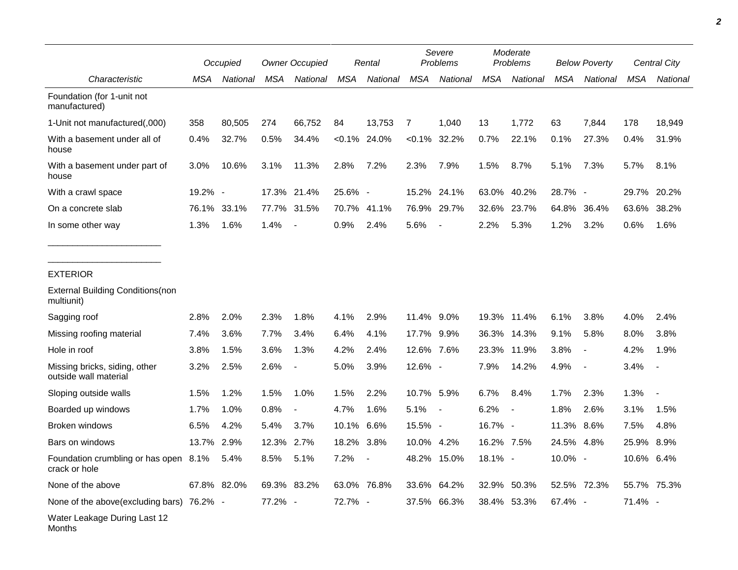| | Occupied | | Owner Occupied | | Rental | | Severe Problems | | Moderate Problems | | Below Poverty | | Central City | |
|---|---|---|---|---|---|---|---|---|---|---|---|---|---|---|
| Characteristic | MSA | National | MSA | National | MSA | National | MSA | National | MSA | National | MSA | National | MSA | National |
| Foundation (for 1-unit not manufactured) | | | | | | | | | | | | | | |
| 1-Unit not manufactured(,000) | 358 | 80,505 | 274 | 66,752 | 84 | 13,753 | 7 | 1,040 | 13 | 1,772 | 63 | 7,844 | 178 | 18,949 |
| With a basement under all of house | 0.4% | 32.7% | 0.5% | 34.4% | <0.1% | 24.0% | <0.1% | 32.2% | 0.7% | 22.1% | 0.1% | 27.3% | 0.4% | 31.9% |
| With a basement under part of house | 3.0% | 10.6% | 3.1% | 11.3% | 2.8% | 7.2% | 2.3% | 7.9% | 1.5% | 8.7% | 5.1% | 7.3% | 5.7% | 8.1% |
| With a crawl space | 19.2% | - | 17.3% | 21.4% | 25.6% | - | 15.2% | 24.1% | 63.0% | 40.2% | 28.7% | - | 29.7% | 20.2% |
| On a concrete slab | 76.1% | 33.1% | 77.7% | 31.5% | 70.7% | 41.1% | 76.9% | 29.7% | 32.6% | 23.7% | 64.8% | 36.4% | 63.6% | 38.2% |
| In some other way | 1.3% | 1.6% | 1.4% | - | 0.9% | 2.4% | 5.6% | - | 2.2% | 5.3% | 1.2% | 3.2% | 0.6% | 1.6% |
| EXTERIOR | | | | | | | | | | | | | | |
| External Building Conditions(non multiunit) | | | | | | | | | | | | | | |
| Sagging roof | 2.8% | 2.0% | 2.3% | 1.8% | 4.1% | 2.9% | 11.4% | 9.0% | 19.3% | 11.4% | 6.1% | 3.8% | 4.0% | 2.4% |
| Missing roofing material | 7.4% | 3.6% | 7.7% | 3.4% | 6.4% | 4.1% | 17.7% | 9.9% | 36.3% | 14.3% | 9.1% | 5.8% | 8.0% | 3.8% |
| Hole in roof | 3.8% | 1.5% | 3.6% | 1.3% | 4.2% | 2.4% | 12.6% | 7.6% | 23.3% | 11.9% | 3.8% | - | 4.2% | 1.9% |
| Missing bricks, siding, other outside wall material | 3.2% | 2.5% | 2.6% | - | 5.0% | 3.9% | 12.6% | - | 7.9% | 14.2% | 4.9% | - | 3.4% | - |
| Sloping outside walls | 1.5% | 1.2% | 1.5% | 1.0% | 1.5% | 2.2% | 10.7% | 5.9% | 6.7% | 8.4% | 1.7% | 2.3% | 1.3% | - |
| Boarded up windows | 1.7% | 1.0% | 0.8% | - | 4.7% | 1.6% | 5.1% | - | 6.2% | - | 1.8% | 2.6% | 3.1% | 1.5% |
| Broken windows | 6.5% | 4.2% | 5.4% | 3.7% | 10.1% | 6.6% | 15.5% | - | 16.7% | - | 11.3% | 8.6% | 7.5% | 4.8% |
| Bars on windows | 13.7% | 2.9% | 12.3% | 2.7% | 18.2% | 3.8% | 10.0% | 4.2% | 16.2% | 7.5% | 24.5% | 4.8% | 25.9% | 8.9% |
| Foundation crumbling or has open crack or hole | 8.1% | 5.4% | 8.5% | 5.1% | 7.2% | - | 48.2% | 15.0% | 18.1% | - | 10.0% | - | 10.6% | 6.4% |
| None of the above | 67.8% | 82.0% | 69.3% | 83.2% | 63.0% | 76.8% | 33.6% | 64.2% | 32.9% | 50.3% | 52.5% | 72.3% | 55.7% | 75.3% |
| None of the above(excluding bars) | 76.2% | - | 77.2% | - | 72.7% | - | 37.5% | 66.3% | 38.4% | 53.3% | 67.4% | - | 71.4% | - |
| Water Leakage During Last 12 Months | | | | | | | | | | | | | | |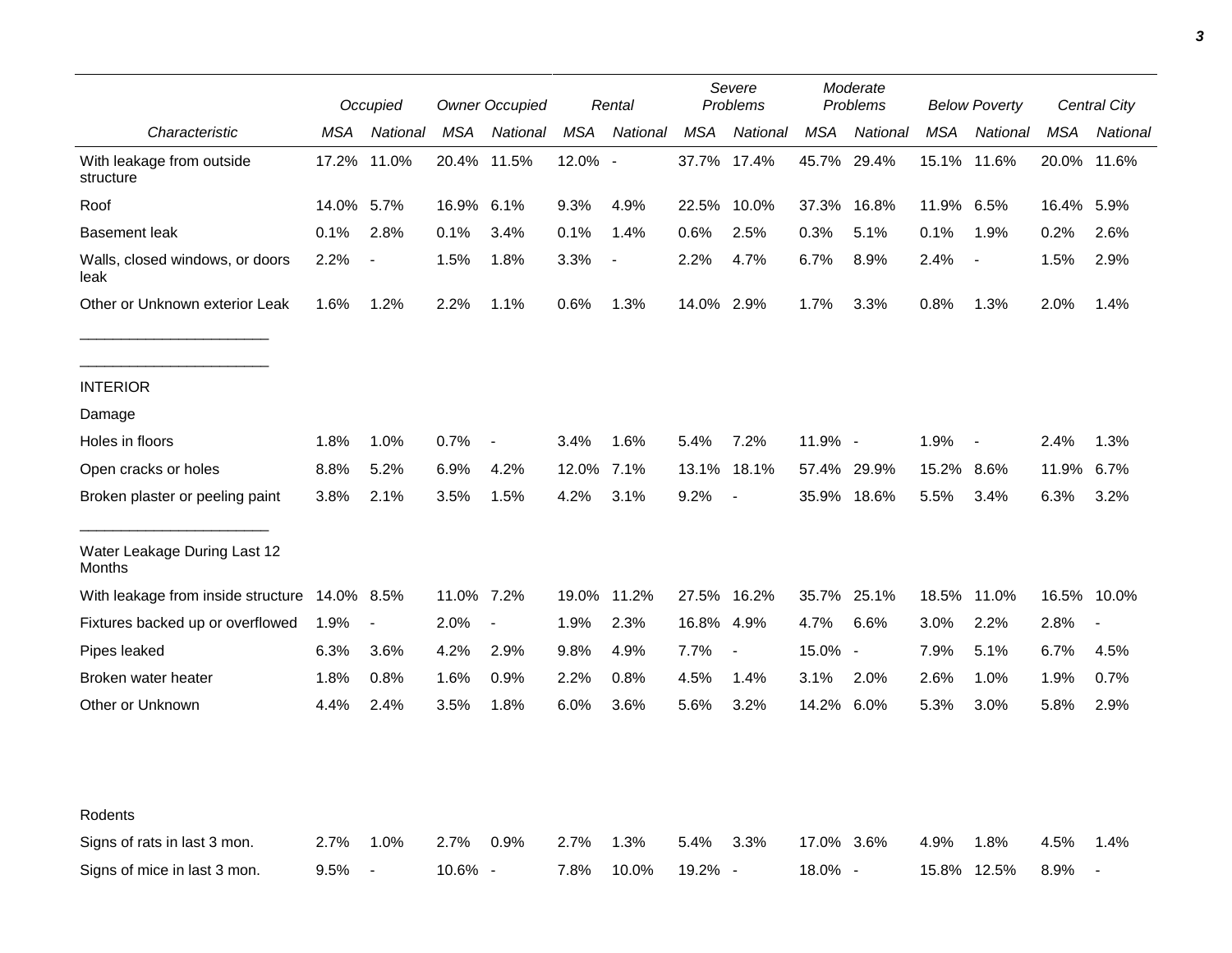| Characteristic | Occupied | | Owner Occupied | | Rental | | Severe Problems | | Moderate Problems | | Below Poverty | | Central City | |
|---|---|---|---|---|---|---|---|---|---|---|---|---|---|---|
| | *MSA* | *National* | *MSA* | *National* | *MSA* | *National* | *MSA* | *National* | *MSA* | *National* | *MSA* | *National* | *MSA* | *National* |
| With leakage from outside structure | 17.2% | 11.0% | 20.4% | 11.5% | 12.0% | - | 37.7% | 17.4% | 45.7% | 29.4% | 15.1% | 11.6% | 20.0% | 11.6% |
| Roof | 14.0% | 5.7% | 16.9% | 6.1% | 9.3% | 4.9% | 22.5% | 10.0% | 37.3% | 16.8% | 11.9% | 6.5% | 16.4% | 5.9% |
| Basement leak | 0.1% | 2.8% | 0.1% | 3.4% | 0.1% | 1.4% | 0.6% | 2.5% | 0.3% | 5.1% | 0.1% | 1.9% | 0.2% | 2.6% |
| Walls, closed windows, or doors leak | 2.2% | - | 1.5% | 1.8% | 3.3% | - | 2.2% | 4.7% | 6.7% | 8.9% | 2.4% | - | 1.5% | 2.9% |
| Other or Unknown exterior Leak | 1.6% | 1.2% | 2.2% | 1.1% | 0.6% | 1.3% | 14.0% | 2.9% | 1.7% | 3.3% | 0.8% | 1.3% | 2.0% | 1.4% |
| INTERIOR | | | | | | | | | | | | | | |
| Damage | | | | | | | | | | | | | | |
| Holes in floors | 1.8% | 1.0% | 0.7% | - | 3.4% | 1.6% | 5.4% | 7.2% | 11.9% | - | 1.9% | - | 2.4% | 1.3% |
| Open cracks or holes | 8.8% | 5.2% | 6.9% | 4.2% | 12.0% | 7.1% | 13.1% | 18.1% | 57.4% | 29.9% | 15.2% | 8.6% | 11.9% | 6.7% |
| Broken plaster or peeling paint | 3.8% | 2.1% | 3.5% | 1.5% | 4.2% | 3.1% | 9.2% | - | 35.9% | 18.6% | 5.5% | 3.4% | 6.3% | 3.2% |
| Water Leakage During Last 12 Months | | | | | | | | | | | | | | |
| With leakage from inside structure | 14.0% | 8.5% | 11.0% | 7.2% | 19.0% | 11.2% | 27.5% | 16.2% | 35.7% | 25.1% | 18.5% | 11.0% | 16.5% | 10.0% |
| Fixtures backed up or overflowed | 1.9% | - | 2.0% | - | 1.9% | 2.3% | 16.8% | 4.9% | 4.7% | 6.6% | 3.0% | 2.2% | 2.8% | - |
| Pipes leaked | 6.3% | 3.6% | 4.2% | 2.9% | 9.8% | 4.9% | 7.7% | - | 15.0% | - | 7.9% | 5.1% | 6.7% | 4.5% |
| Broken water heater | 1.8% | 0.8% | 1.6% | 0.9% | 2.2% | 0.8% | 4.5% | 1.4% | 3.1% | 2.0% | 2.6% | 1.0% | 1.9% | 0.7% |
| Other or Unknown | 4.4% | 2.4% | 3.5% | 1.8% | 6.0% | 3.6% | 5.6% | 3.2% | 14.2% | 6.0% | 5.3% | 3.0% | 5.8% | 2.9% |
| Rodents | | | | | | | | | | | | | | |
| Signs of rats in last 3 mon. | 2.7% | 1.0% | 2.7% | 0.9% | 2.7% | 1.3% | 5.4% | 3.3% | 17.0% | 3.6% | 4.9% | 1.8% | 4.5% | 1.4% |
| Signs of mice in last 3 mon. | 9.5% | - | 10.6% | - | 7.8% | 10.0% | 19.2% | - | 18.0% | - | 15.8% | 12.5% | 8.9% | - |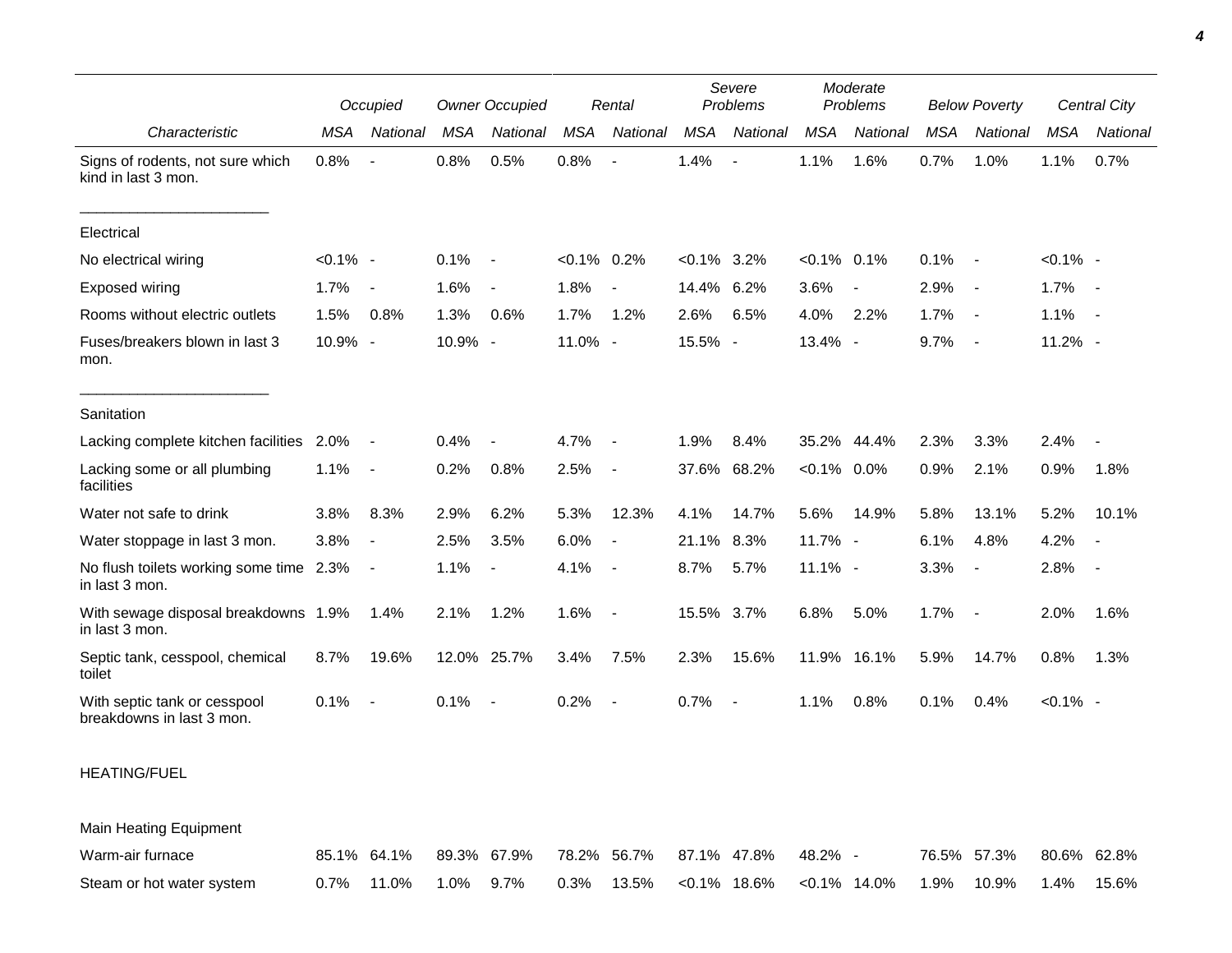| Characteristic | Occupied | | Owner Occupied | | Rental | | Severe Problems | | Moderate Problems | | Below Poverty | | Central City | |
|---|---|---|---|---|---|---|---|---|---|---|---|---|---|---|
| | MSA | National | MSA | National | MSA | National | MSA | National | MSA | National | MSA | National | MSA | National |
| Signs of rodents, not sure which kind in last 3 mon. | 0.8% | - | 0.8% | 0.5% | 0.8% | - | 1.4% | - | 1.1% | 1.6% | 0.7% | 1.0% | 1.1% | 0.7% |
| Electrical | | | | | | | | | | | | | | |
| No electrical wiring | <0.1% | - | 0.1% | - | <0.1% | 0.2% | <0.1% | 3.2% | <0.1% | 0.1% | 0.1% | - | <0.1% | - |
| Exposed wiring | 1.7% | - | 1.6% | - | 1.8% | - | 14.4% | 6.2% | 3.6% | - | 2.9% | - | 1.7% | - |
| Rooms without electric outlets | 1.5% | 0.8% | 1.3% | 0.6% | 1.7% | 1.2% | 2.6% | 6.5% | 4.0% | 2.2% | 1.7% | - | 1.1% | - |
| Fuses/breakers blown in last 3 mon. | 10.9% | - | 10.9% | - | 11.0% | - | 15.5% | - | 13.4% | - | 9.7% | - | 11.2% | - |
| Sanitation | | | | | | | | | | | | | | |
| Lacking complete kitchen facilities | 2.0% | - | 0.4% | - | 4.7% | - | 1.9% | 8.4% | 35.2% | 44.4% | 2.3% | 3.3% | 2.4% | - |
| Lacking some or all plumbing facilities | 1.1% | - | 0.2% | 0.8% | 2.5% | - | 37.6% | 68.2% | <0.1% | 0.0% | 0.9% | 2.1% | 0.9% | 1.8% |
| Water not safe to drink | 3.8% | 8.3% | 2.9% | 6.2% | 5.3% | 12.3% | 4.1% | 14.7% | 5.6% | 14.9% | 5.8% | 13.1% | 5.2% | 10.1% |
| Water stoppage in last 3 mon. | 3.8% | - | 2.5% | 3.5% | 6.0% | - | 21.1% | 8.3% | 11.7% | - | 6.1% | 4.8% | 4.2% | - |
| No flush toilets working some time in last 3 mon. | 2.3% | - | 1.1% | - | 4.1% | - | 8.7% | 5.7% | 11.1% | - | 3.3% | - | 2.8% | - |
| With sewage disposal breakdowns in last 3 mon. | 1.9% | 1.4% | 2.1% | 1.2% | 1.6% | - | 15.5% | 3.7% | 6.8% | 5.0% | 1.7% | - | 2.0% | 1.6% |
| Septic tank, cesspool, chemical toilet | 8.7% | 19.6% | 12.0% | 25.7% | 3.4% | 7.5% | 2.3% | 15.6% | 11.9% | 16.1% | 5.9% | 14.7% | 0.8% | 1.3% |
| With septic tank or cesspool breakdowns in last 3 mon. | 0.1% | - | 0.1% | - | 0.2% | - | 0.7% | - | 1.1% | 0.8% | 0.1% | 0.4% | <0.1% | - |
| HEATING/FUEL | | | | | | | | | | | | | | |
| Main Heating Equipment | | | | | | | | | | | | | | |
| Warm-air furnace | 85.1% | 64.1% | 89.3% | 67.9% | 78.2% | 56.7% | 87.1% | 47.8% | 48.2% | - | 76.5% | 57.3% | 80.6% | 62.8% |
| Steam or hot water system | 0.7% | 11.0% | 1.0% | 9.7% | 0.3% | 13.5% | <0.1% | 18.6% | <0.1% | 14.0% | 1.9% | 10.9% | 1.4% | 15.6% |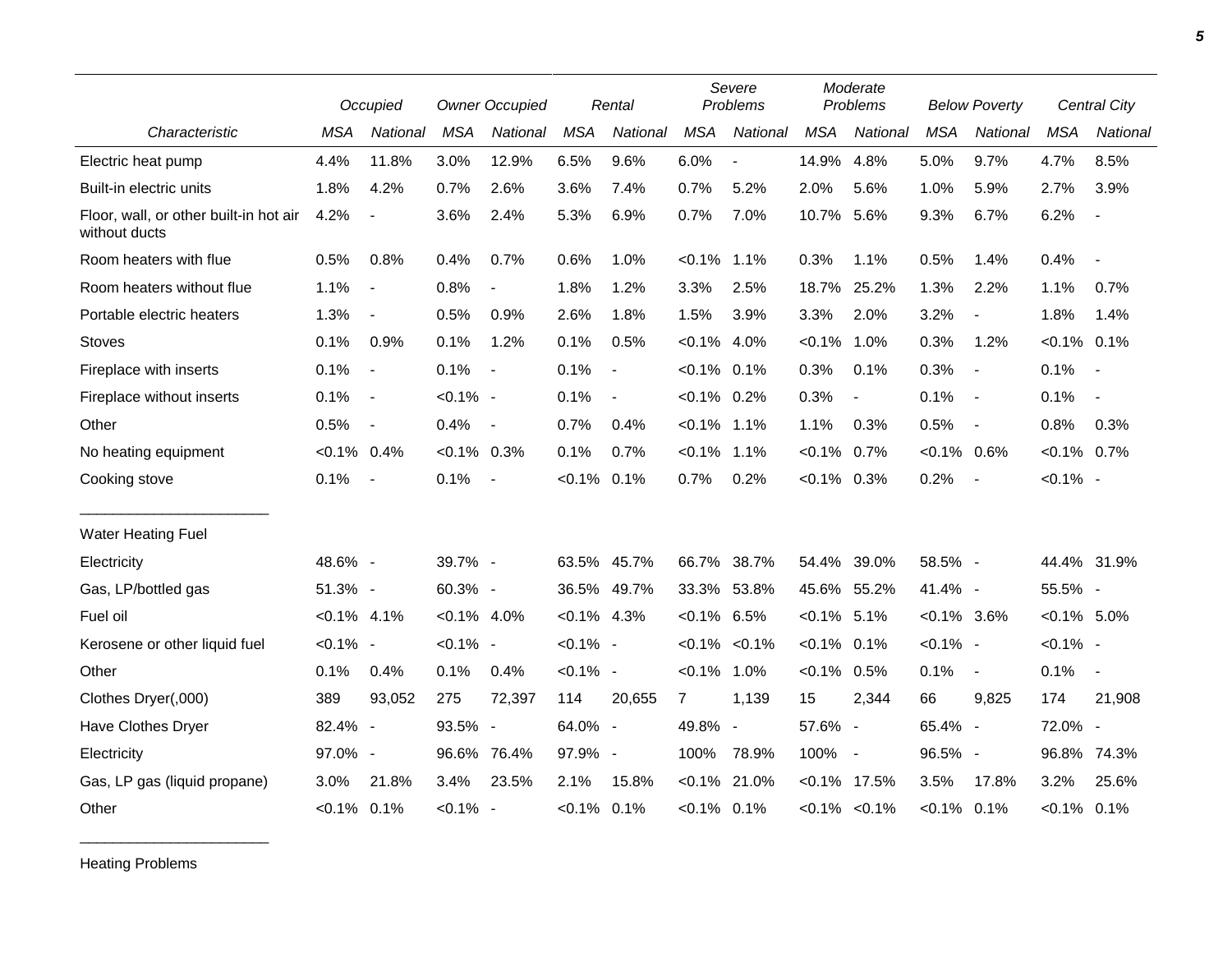| | Occupied | | Owner Occupied | | Rental | | Severe Problems | | Moderate Problems | | Below Poverty | | Central City | |
|---|---|---|---|---|---|---|---|---|---|---|---|---|---|---|
| *Characteristic* | *MSA* | *National* | *MSA* | *National* | *MSA* | *National* | *MSA* | *National* | *MSA* | *National* | *MSA* | *National* | *MSA* | *National* |
| Electric heat pump | 4.4% | 11.8% | 3.0% | 12.9% | 6.5% | 9.6% | 6.0% | - | 14.9% | 4.8% | 5.0% | 9.7% | 4.7% | 8.5% |
| Built-in electric units | 1.8% | 4.2% | 0.7% | 2.6% | 3.6% | 7.4% | 0.7% | 5.2% | 2.0% | 5.6% | 1.0% | 5.9% | 2.7% | 3.9% |
| Floor, wall, or other built-in hot air without ducts | 4.2% | - | 3.6% | 2.4% | 5.3% | 6.9% | 0.7% | 7.0% | 10.7% | 5.6% | 9.3% | 6.7% | 6.2% | - |
| Room heaters with flue | 0.5% | 0.8% | 0.4% | 0.7% | 0.6% | 1.0% | <0.1% | 1.1% | 0.3% | 1.1% | 0.5% | 1.4% | 0.4% | - |
| Room heaters without flue | 1.1% | - | 0.8% | - | 1.8% | 1.2% | 3.3% | 2.5% | 18.7% | 25.2% | 1.3% | 2.2% | 1.1% | 0.7% |
| Portable electric heaters | 1.3% | - | 0.5% | 0.9% | 2.6% | 1.8% | 1.5% | 3.9% | 3.3% | 2.0% | 3.2% | - | 1.8% | 1.4% |
| Stoves | 0.1% | 0.9% | 0.1% | 1.2% | 0.1% | 0.5% | <0.1% | 4.0% | <0.1% | 1.0% | 0.3% | 1.2% | <0.1% | 0.1% |
| Fireplace with inserts | 0.1% | - | 0.1% | - | 0.1% | - | <0.1% | 0.1% | 0.3% | 0.1% | 0.3% | - | 0.1% | - |
| Fireplace without inserts | 0.1% | - | <0.1% | - | 0.1% | - | <0.1% | 0.2% | 0.3% | - | 0.1% | - | 0.1% | - |
| Other | 0.5% | - | 0.4% | - | 0.7% | 0.4% | <0.1% | 1.1% | 1.1% | 0.3% | 0.5% | - | 0.8% | 0.3% |
| No heating equipment | <0.1% | 0.4% | <0.1% | 0.3% | 0.1% | 0.7% | <0.1% | 1.1% | <0.1% | 0.7% | <0.1% | 0.6% | <0.1% | 0.7% |
| Cooking stove | 0.1% | - | 0.1% | - | <0.1% | 0.1% | 0.7% | 0.2% | <0.1% | 0.3% | 0.2% | - | <0.1% | - |
| Water Heating Fuel | | | | | | | | | | | | | | |
| Electricity | 48.6% | - | 39.7% | - | 63.5% | 45.7% | 66.7% | 38.7% | 54.4% | 39.0% | 58.5% | - | 44.4% | 31.9% |
| Gas, LP/bottled gas | 51.3% | - | 60.3% | - | 36.5% | 49.7% | 33.3% | 53.8% | 45.6% | 55.2% | 41.4% | - | 55.5% | - |
| Fuel oil | <0.1% | 4.1% | <0.1% | 4.0% | <0.1% | 4.3% | <0.1% | 6.5% | <0.1% | 5.1% | <0.1% | 3.6% | <0.1% | 5.0% |
| Kerosene or other liquid fuel | <0.1% | - | <0.1% | - | <0.1% | - | <0.1% | <0.1% | <0.1% | 0.1% | <0.1% | - | <0.1% | - |
| Other | 0.1% | 0.4% | 0.1% | 0.4% | <0.1% | - | <0.1% | 1.0% | <0.1% | 0.5% | 0.1% | - | 0.1% | - |
| Clothes Dryer(,000) | 389 | 93,052 | 275 | 72,397 | 114 | 20,655 | 7 | 1,139 | 15 | 2,344 | 66 | 9,825 | 174 | 21,908 |
| Have Clothes Dryer | 82.4% | - | 93.5% | - | 64.0% | - | 49.8% | - | 57.6% | - | 65.4% | - | 72.0% | - |
| Electricity | 97.0% | - | 96.6% | 76.4% | 97.9% | - | 100% | 78.9% | 100% | - | 96.5% | - | 96.8% | 74.3% |
| Gas, LP gas (liquid propane) | 3.0% | 21.8% | 3.4% | 23.5% | 2.1% | 15.8% | <0.1% | 21.0% | <0.1% | 17.5% | 3.5% | 17.8% | 3.2% | 25.6% |
| Other | <0.1% | 0.1% | <0.1% | - | <0.1% | 0.1% | <0.1% | 0.1% | <0.1% | <0.1% | <0.1% | 0.1% | <0.1% | 0.1% |

Heating Problems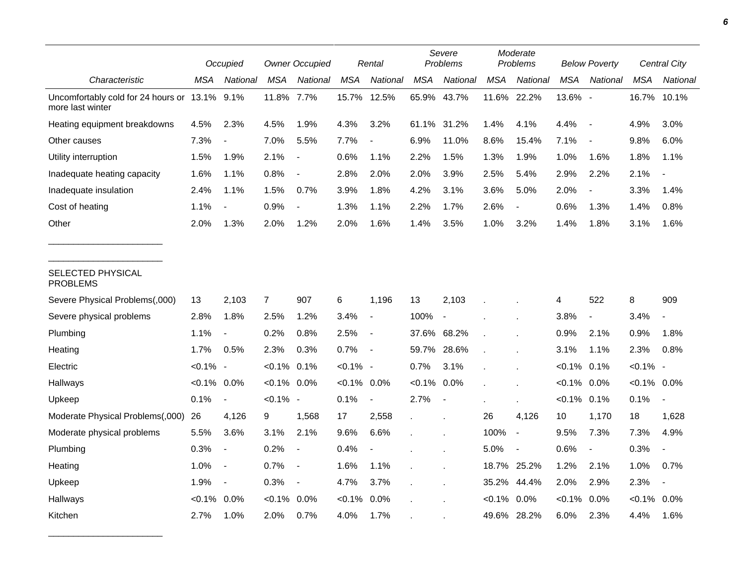| | Occupied | | Owner Occupied | | Rental | | Severe Problems | | Moderate Problems | | Below Poverty | | Central City | |
|---|---|---|---|---|---|---|---|---|---|---|---|---|---|---|
| *Characteristic* | *MSA* | *National* | *MSA* | *National* | *MSA* | *National* | *MSA* | *National* | *MSA* | *National* | *MSA* | *National* | *MSA* | *National* |
| Uncomfortably cold for 24 hours or more last winter | 13.1% | 9.1% | 11.8% | 7.7% | 15.7% | 12.5% | 65.9% | 43.7% | 11.6% | 22.2% | 13.6% | - | 16.7% | 10.1% |
| Heating equipment breakdowns | 4.5% | 2.3% | 4.5% | 1.9% | 4.3% | 3.2% | 61.1% | 31.2% | 1.4% | 4.1% | 4.4% | - | 4.9% | 3.0% |
| Other causes | 7.3% | - | 7.0% | 5.5% | 7.7% | - | 6.9% | 11.0% | 8.6% | 15.4% | 7.1% | - | 9.8% | 6.0% |
| Utility interruption | 1.5% | 1.9% | 2.1% | - | 0.6% | 1.1% | 2.2% | 1.5% | 1.3% | 1.9% | 1.0% | 1.6% | 1.8% | 1.1% |
| Inadequate heating capacity | 1.6% | 1.1% | 0.8% | - | 2.8% | 2.0% | 2.0% | 3.9% | 2.5% | 5.4% | 2.9% | 2.2% | 2.1% | - |
| Inadequate insulation | 2.4% | 1.1% | 1.5% | 0.7% | 3.9% | 1.8% | 4.2% | 3.1% | 3.6% | 5.0% | 2.0% | - | 3.3% | 1.4% |
| Cost of heating | 1.1% | - | 0.9% | - | 1.3% | 1.1% | 2.2% | 1.7% | 2.6% | - | 0.6% | 1.3% | 1.4% | 0.8% |
| Other | 2.0% | 1.3% | 2.0% | 1.2% | 2.0% | 1.6% | 1.4% | 3.5% | 1.0% | 3.2% | 1.4% | 1.8% | 3.1% | 1.6% |
| SELECTED PHYSICAL PROBLEMS | | | | | | | | | | | | | | |
| Severe Physical Problems(,000) | 13 | 2,103 | 7 | 907 | 6 | 1,196 | 13 | 2,103 | . | . | 4 | 522 | 8 | 909 |
| Severe physical problems | 2.8% | 1.8% | 2.5% | 1.2% | 3.4% | - | 100% | - | . | . | 3.8% | - | 3.4% | - |
| Plumbing | 1.1% | - | 0.2% | 0.8% | 2.5% | - | 37.6% | 68.2% | . | . | 0.9% | 2.1% | 0.9% | 1.8% |
| Heating | 1.7% | 0.5% | 2.3% | 0.3% | 0.7% | - | 59.7% | 28.6% | . | . | 3.1% | 1.1% | 2.3% | 0.8% |
| Electric | <0.1% | - | <0.1% | 0.1% | <0.1% | - | 0.7% | 3.1% | . | . | <0.1% | 0.1% | <0.1% | - |
| Hallways | <0.1% | 0.0% | <0.1% | 0.0% | <0.1% | 0.0% | <0.1% | 0.0% | . | . | <0.1% | 0.0% | <0.1% | 0.0% |
| Upkeep | 0.1% | - | <0.1% | - | 0.1% | - | 2.7% | - | . | . | <0.1% | 0.1% | 0.1% | - |
| Moderate Physical Problems(,000) | 26 | 4,126 | 9 | 1,568 | 17 | 2,558 | . | . | 26 | 4,126 | 10 | 1,170 | 18 | 1,628 |
| Moderate physical problems | 5.5% | 3.6% | 3.1% | 2.1% | 9.6% | 6.6% | . | . | 100% | - | 9.5% | 7.3% | 7.3% | 4.9% |
| Plumbing | 0.3% | - | 0.2% | - | 0.4% | - | . | . | 5.0% | - | 0.6% | - | 0.3% | - |
| Heating | 1.0% | - | 0.7% | - | 1.6% | 1.1% | . | . | 18.7% | 25.2% | 1.2% | 2.1% | 1.0% | 0.7% |
| Upkeep | 1.9% | - | 0.3% | - | 4.7% | 3.7% | . | . | 35.2% | 44.4% | 2.0% | 2.9% | 2.3% | - |
| Hallways | <0.1% | 0.0% | <0.1% | 0.0% | <0.1% | 0.0% | . | . | <0.1% | 0.0% | <0.1% | 0.0% | <0.1% | 0.0% |
| Kitchen | 2.7% | 1.0% | 2.0% | 0.7% | 4.0% | 1.7% | . | . | 49.6% | 28.2% | 6.0% | 2.3% | 4.4% | 1.6% |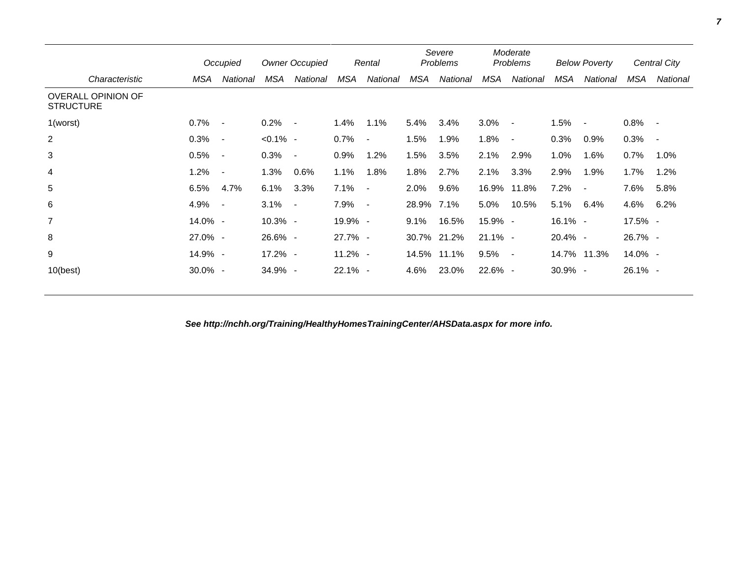| | Occupied | | Owner Occupied | | Rental | | Severe Problems | | Moderate Problems | | Below Poverty | | Central City | |
|---|---|---|---|---|---|---|---|---|---|---|---|---|---|---|
| Characteristic | MSA | National | MSA | National | MSA | National | MSA | National | MSA | National | MSA | National | MSA | National |
| OVERALL OPINION OF STRUCTURE | | | | | | | | | | | | | | |
| 1(worst) | 0.7% | - | 0.2% | - | 1.4% | 1.1% | 5.4% | 3.4% | 3.0% | - | 1.5% | - | 0.8% | - |
| 2 | 0.3% | - | <0.1% | - | 0.7% | - | 1.5% | 1.9% | 1.8% | - | 0.3% | 0.9% | 0.3% | - |
| 3 | 0.5% | - | 0.3% | - | 0.9% | 1.2% | 1.5% | 3.5% | 2.1% | 2.9% | 1.0% | 1.6% | 0.7% | 1.0% |
| 4 | 1.2% | - | 1.3% | 0.6% | 1.1% | 1.8% | 1.8% | 2.7% | 2.1% | 3.3% | 2.9% | 1.9% | 1.7% | 1.2% |
| 5 | 6.5% | 4.7% | 6.1% | 3.3% | 7.1% | - | 2.0% | 9.6% | 16.9% | 11.8% | 7.2% | - | 7.6% | 5.8% |
| 6 | 4.9% | - | 3.1% | - | 7.9% | - | 28.9% | 7.1% | 5.0% | 10.5% | 5.1% | 6.4% | 4.6% | 6.2% |
| 7 | 14.0% | - | 10.3% | - | 19.9% | - | 9.1% | 16.5% | 15.9% | - | 16.1% | - | 17.5% | - |
| 8 | 27.0% | - | 26.6% | - | 27.7% | - | 30.7% | 21.2% | 21.1% | - | 20.4% | - | 26.7% | - |
| 9 | 14.9% | - | 17.2% | - | 11.2% | - | 14.5% | 11.1% | 9.5% | - | 14.7% | 11.3% | 14.0% | - |
| 10(best) | 30.0% | - | 34.9% | - | 22.1% | - | 4.6% | 23.0% | 22.6% | - | 30.9% | - | 26.1% | - |

***See http://nchh.org/Training/HealthyHomesTrainingCenter/AHSData.aspx for more info.***